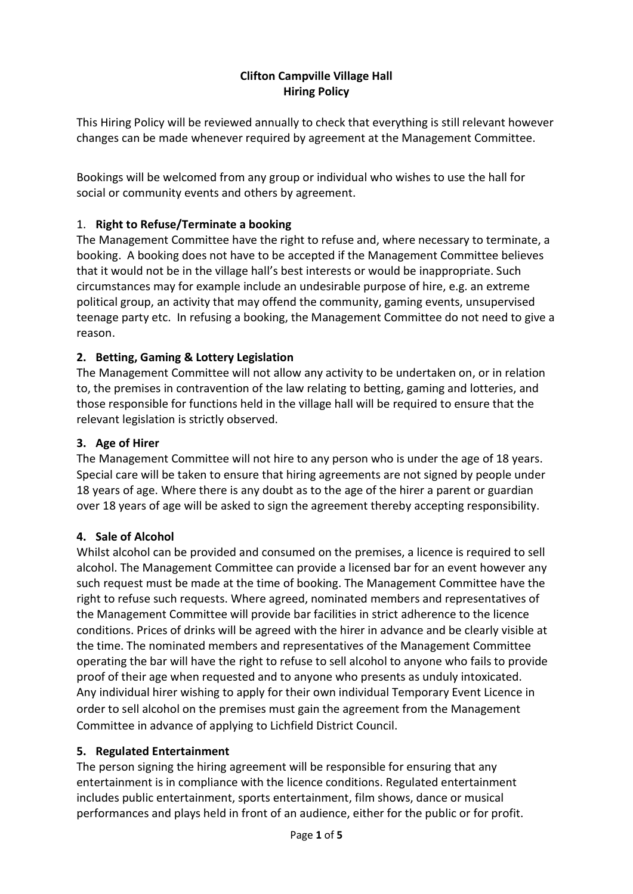# Clifton Campville Village Hall
## Hiring Policy

This Hiring Policy will be reviewed annually to check that everything is still relevant however changes can be made whenever required by agreement at the Management Committee.

Bookings will be welcomed from any group or individual who wishes to use the hall for social or community events and others by agreement.

### 1. Right to Refuse/Terminate a booking

The Management Committee have the right to refuse and, where necessary to terminate, a booking. A booking does not have to be accepted if the Management Committee believes that it would not be in the village hall's best interests or would be inappropriate. Such circumstances may for example include an undesirable purpose of hire, e.g. an extreme political group, an activity that may offend the community, gaming events, unsupervised teenage party etc. In refusing a booking, the Management Committee do not need to give a reason.

### 2. Betting, Gaming & Lottery Legislation

The Management Committee will not allow any activity to be undertaken on, or in relation to, the premises in contravention of the law relating to betting, gaming and lotteries, and those responsible for functions held in the village hall will be required to ensure that the relevant legislation is strictly observed.

### 3. Age of Hirer

The Management Committee will not hire to any person who is under the age of 18 years. Special care will be taken to ensure that hiring agreements are not signed by people under 18 years of age. Where there is any doubt as to the age of the hirer a parent or guardian over 18 years of age will be asked to sign the agreement thereby accepting responsibility.

### 4. Sale of Alcohol

Whilst alcohol can be provided and consumed on the premises, a licence is required to sell alcohol. The Management Committee can provide a licensed bar for an event however any such request must be made at the time of booking. The Management Committee have the right to refuse such requests. Where agreed, nominated members and representatives of the Management Committee will provide bar facilities in strict adherence to the licence conditions. Prices of drinks will be agreed with the hirer in advance and be clearly visible at the time. The nominated members and representatives of the Management Committee operating the bar will have the right to refuse to sell alcohol to anyone who fails to provide proof of their age when requested and to anyone who presents as unduly intoxicated. Any individual hirer wishing to apply for their own individual Temporary Event Licence in order to sell alcohol on the premises must gain the agreement from the Management Committee in advance of applying to Lichfield District Council.

### 5. Regulated Entertainment

The person signing the hiring agreement will be responsible for ensuring that any entertainment is in compliance with the licence conditions. Regulated entertainment includes public entertainment, sports entertainment, film shows, dance or musical performances and plays held in front of an audience, either for the public or for profit.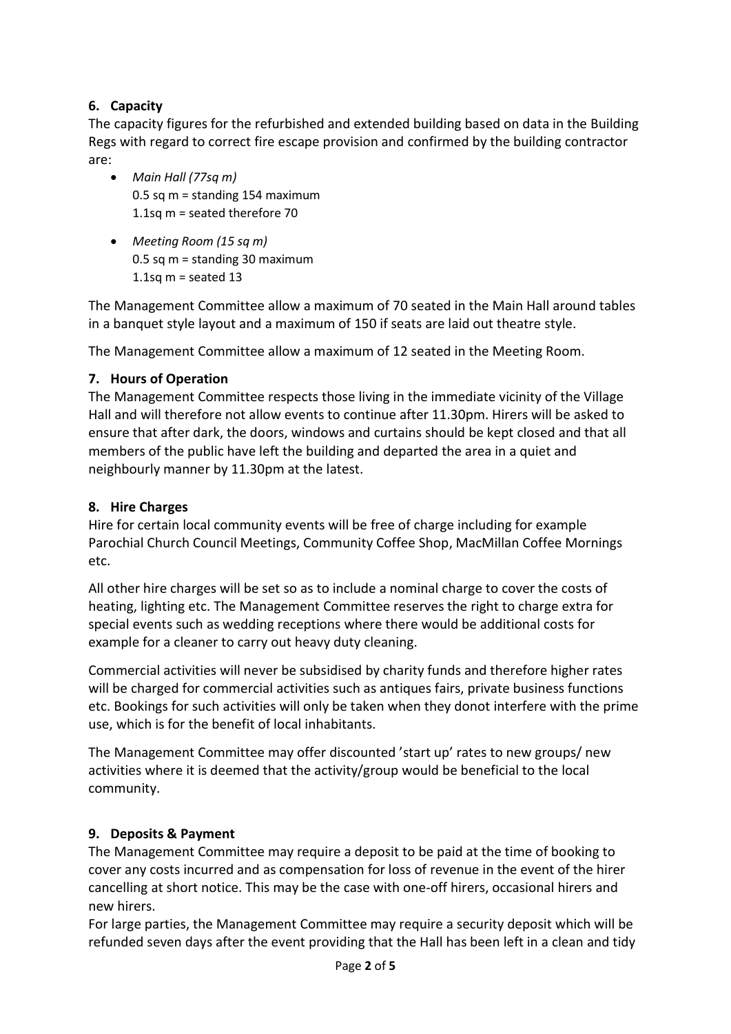## 6. Capacity

The capacity figures for the refurbished and extended building based on data in the Building Regs with regard to correct fire escape provision and confirmed by the building contractor are:

- *Main Hall (77sq m)*
  0.5 sq m = standing 154 maximum
  1.1sq m = seated therefore 70
- *Meeting Room (15 sq m)*
  0.5 sq m = standing 30 maximum
  1.1sq m = seated 13

The Management Committee allow a maximum of 70 seated in the Main Hall around tables in a banquet style layout and a maximum of 150 if seats are laid out theatre style.

The Management Committee allow a maximum of 12 seated in the Meeting Room.

## 7. Hours of Operation

The Management Committee respects those living in the immediate vicinity of the Village Hall and will therefore not allow events to continue after 11.30pm. Hirers will be asked to ensure that after dark, the doors, windows and curtains should be kept closed and that all members of the public have left the building and departed the area in a quiet and neighbourly manner by 11.30pm at the latest.

## 8. Hire Charges

Hire for certain local community events will be free of charge including for example Parochial Church Council Meetings, Community Coffee Shop, MacMillan Coffee Mornings etc.

All other hire charges will be set so as to include a nominal charge to cover the costs of heating, lighting etc. The Management Committee reserves the right to charge extra for special events such as wedding receptions where there would be additional costs for example for a cleaner to carry out heavy duty cleaning.

Commercial activities will never be subsidised by charity funds and therefore higher rates will be charged for commercial activities such as antiques fairs, private business functions etc. Bookings for such activities will only be taken when they donot interfere with the prime use, which is for the benefit of local inhabitants.

The Management Committee may offer discounted 'start up' rates to new groups/ new activities where it is deemed that the activity/group would be beneficial to the local community.

## 9. Deposits & Payment

The Management Committee may require a deposit to be paid at the time of booking to cover any costs incurred and as compensation for loss of revenue in the event of the hirer cancelling at short notice. This may be the case with one-off hirers, occasional hirers and new hirers.

For large parties, the Management Committee may require a security deposit which will be refunded seven days after the event providing that the Hall has been left in a clean and tidy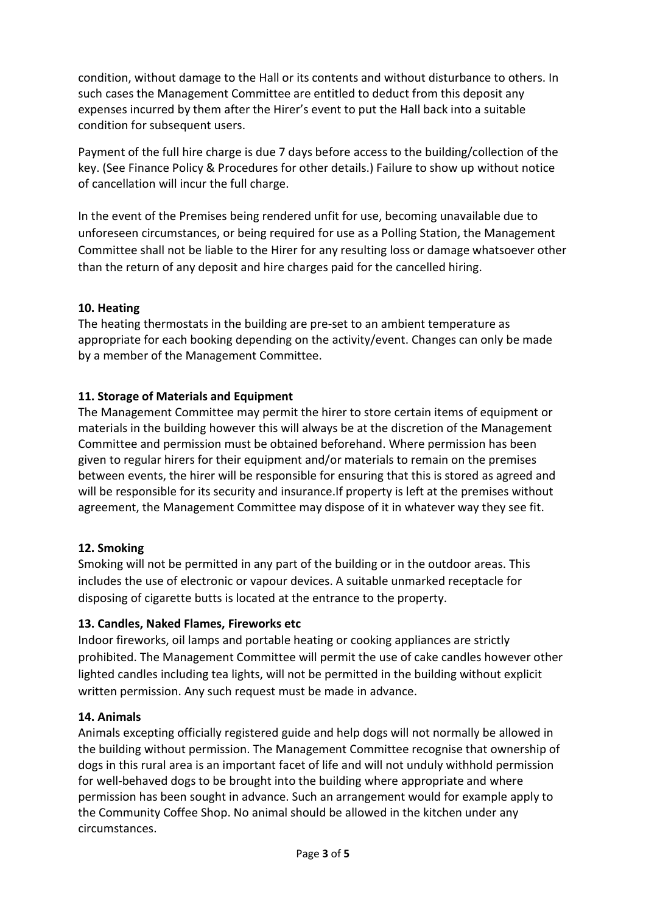condition, without damage to the Hall or its contents and without disturbance to others. In such cases the Management Committee are entitled to deduct from this deposit any expenses incurred by them after the Hirer's event to put the Hall back into a suitable condition for subsequent users.

Payment of the full hire charge is due 7 days before access to the building/collection of the key. (See Finance Policy & Procedures for other details.) Failure to show up without notice of cancellation will incur the full charge.

In the event of the Premises being rendered unfit for use, becoming unavailable due to unforeseen circumstances, or being required for use as a Polling Station, the Management Committee shall not be liable to the Hirer for any resulting loss or damage whatsoever other than the return of any deposit and hire charges paid for the cancelled hiring.

**10. Heating**

The heating thermostats in the building are pre-set to an ambient temperature as appropriate for each booking depending on the activity/event. Changes can only be made by a member of the Management Committee.

**11. Storage of Materials and Equipment**

The Management Committee may permit the hirer to store certain items of equipment or materials in the building however this will always be at the discretion of the Management Committee and permission must be obtained beforehand. Where permission has been given to regular hirers for their equipment and/or materials to remain on the premises between events, the hirer will be responsible for ensuring that this is stored as agreed and will be responsible for its security and insurance.If property is left at the premises without agreement, the Management Committee may dispose of it in whatever way they see fit.

**12. Smoking**

Smoking will not be permitted in any part of the building or in the outdoor areas. This includes the use of electronic or vapour devices. A suitable unmarked receptacle for disposing of cigarette butts is located at the entrance to the property.

**13. Candles, Naked Flames, Fireworks etc**

Indoor fireworks, oil lamps and portable heating or cooking appliances are strictly prohibited. The Management Committee will permit the use of cake candles however other lighted candles including tea lights, will not be permitted in the building without explicit written permission. Any such request must be made in advance.

**14. Animals**

Animals excepting officially registered guide and help dogs will not normally be allowed in the building without permission. The Management Committee recognise that ownership of dogs in this rural area is an important facet of life and will not unduly withhold permission for well-behaved dogs to be brought into the building where appropriate and where permission has been sought in advance. Such an arrangement would for example apply to the Community Coffee Shop. No animal should be allowed in the kitchen under any circumstances.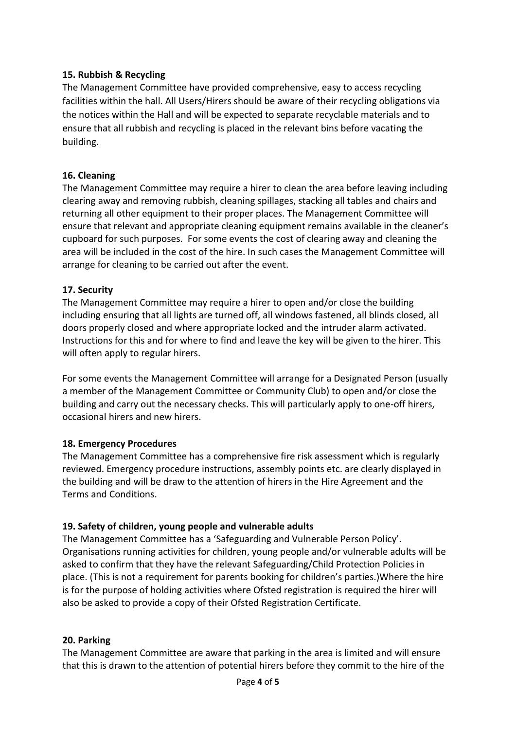**15. Rubbish & Recycling**

The Management Committee have provided comprehensive, easy to access recycling facilities within the hall. All Users/Hirers should be aware of their recycling obligations via the notices within the Hall and will be expected to separate recyclable materials and to ensure that all rubbish and recycling is placed in the relevant bins before vacating the building.

**16. Cleaning**

The Management Committee may require a hirer to clean the area before leaving including clearing away and removing rubbish, cleaning spillages, stacking all tables and chairs and returning all other equipment to their proper places. The Management Committee will ensure that relevant and appropriate cleaning equipment remains available in the cleaner's cupboard for such purposes. For some events the cost of clearing away and cleaning the area will be included in the cost of the hire. In such cases the Management Committee will arrange for cleaning to be carried out after the event.

**17. Security**

The Management Committee may require a hirer to open and/or close the building including ensuring that all lights are turned off, all windows fastened, all blinds closed, all doors properly closed and where appropriate locked and the intruder alarm activated. Instructions for this and for where to find and leave the key will be given to the hirer. This will often apply to regular hirers.

For some events the Management Committee will arrange for a Designated Person (usually a member of the Management Committee or Community Club) to open and/or close the building and carry out the necessary checks. This will particularly apply to one-off hirers, occasional hirers and new hirers.

**18. Emergency Procedures**

The Management Committee has a comprehensive fire risk assessment which is regularly reviewed. Emergency procedure instructions, assembly points etc. are clearly displayed in the building and will be draw to the attention of hirers in the Hire Agreement and the Terms and Conditions.

**19. Safety of children, young people and vulnerable adults**

The Management Committee has a 'Safeguarding and Vulnerable Person Policy'. Organisations running activities for children, young people and/or vulnerable adults will be asked to confirm that they have the relevant Safeguarding/Child Protection Policies in place. (This is not a requirement for parents booking for children's parties.)Where the hire is for the purpose of holding activities where Ofsted registration is required the hirer will also be asked to provide a copy of their Ofsted Registration Certificate.

**20. Parking**

The Management Committee are aware that parking in the area is limited and will ensure that this is drawn to the attention of potential hirers before they commit to the hire of the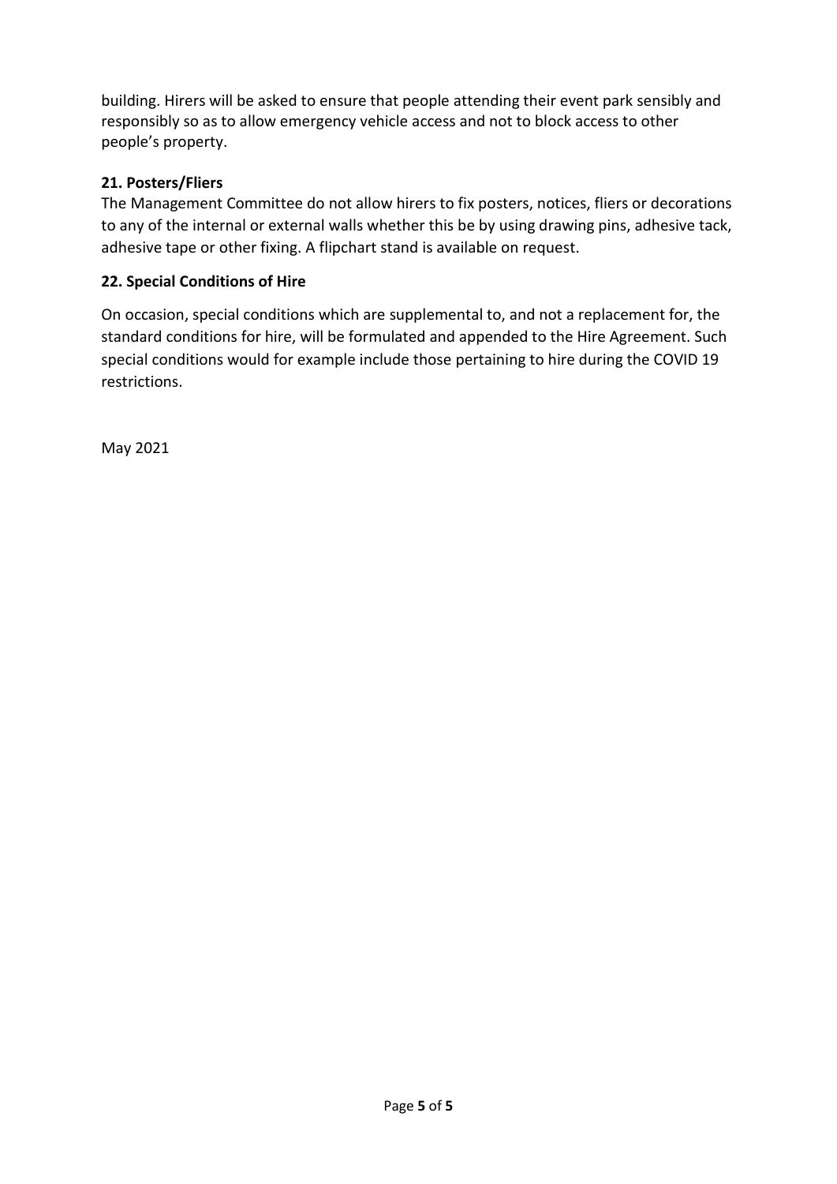building. Hirers will be asked to ensure that people attending their event park sensibly and responsibly so as to allow emergency vehicle access and not to block access to other people's property.

**21. Posters/Fliers**

The Management Committee do not allow hirers to fix posters, notices, fliers or decorations to any of the internal or external walls whether this be by using drawing pins, adhesive tack, adhesive tape or other fixing. A flipchart stand is available on request.

**22. Special Conditions of Hire**

On occasion, special conditions which are supplemental to, and not a replacement for, the standard conditions for hire, will be formulated and appended to the Hire Agreement. Such special conditions would for example include those pertaining to hire during the COVID 19 restrictions.

May 2021